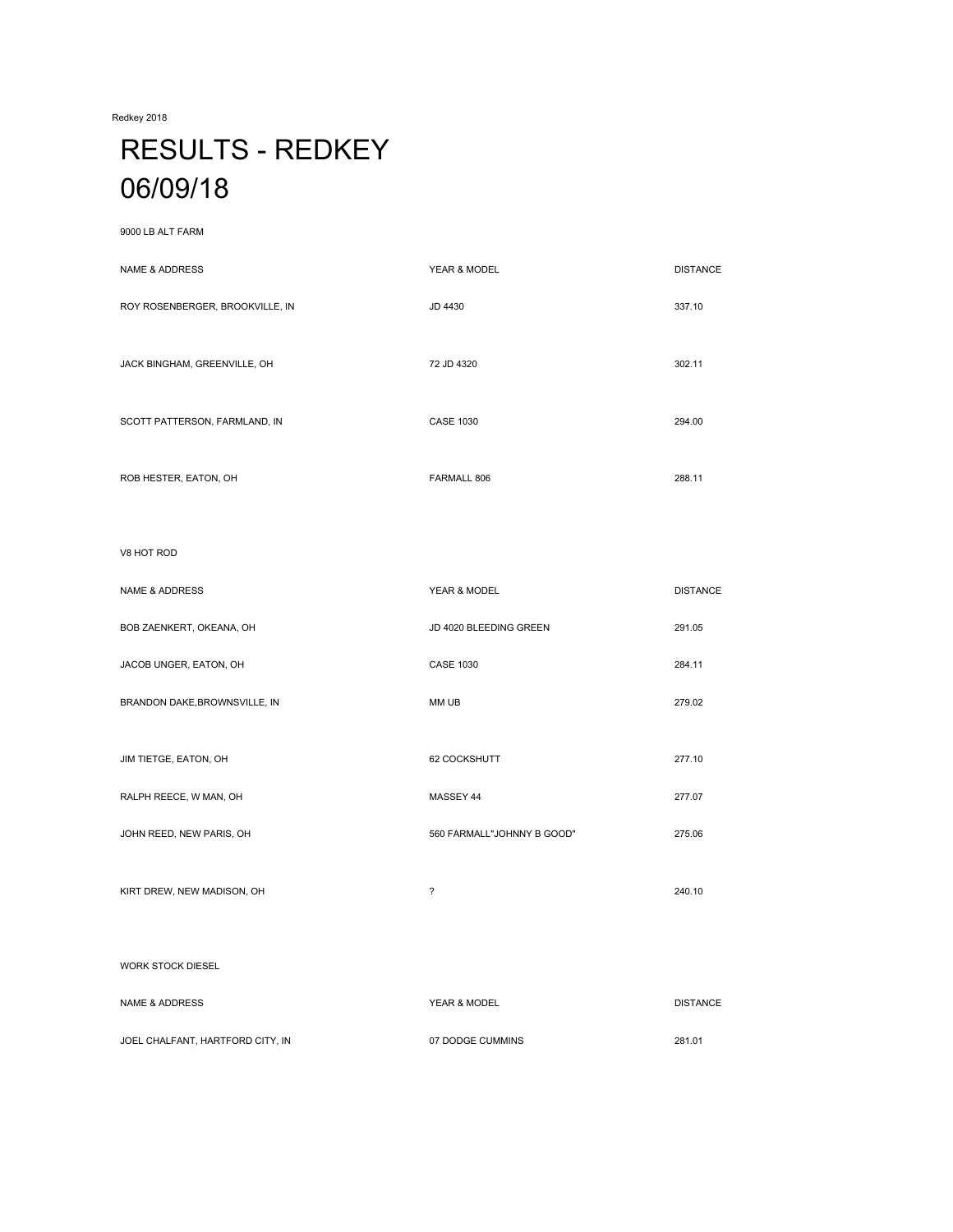# RESULTS - REDKEY 06/09/18

9000 LB ALT FARM

| NAME & ADDRESS | YEAR & MODEL | DISTANCE |
|---|---|---|
| ROY ROSENBERGER, BROOKVILLE, IN | JD 4430 | 337.10 |
| JACK BINGHAM, GREENVILLE, OH | 72 JD 4320 | 302.11 |
| SCOTT PATTERSON, FARMLAND, IN | CASE 1030 | 294.00 |
| ROB HESTER, EATON, OH | FARMALL 806 | 288.11 |

V8 HOT ROD

| NAME & ADDRESS | YEAR & MODEL | DISTANCE |
|---|---|---|
| BOB ZAENKERT, OKEANA, OH | JD 4020 BLEEDING GREEN | 291.05 |
| JACOB UNGER, EATON, OH | CASE 1030 | 284.11 |
| BRANDON DAKE,BROWNSVILLE, IN | MM UB | 279.02 |
| JIM TIETGE, EATON, OH | 62 COCKSHUTT | 277.10 |
| RALPH REECE, W MAN, OH | MASSEY 44 | 277.07 |
| JOHN REED, NEW PARIS, OH | 560 FARMALL"JOHNNY B GOOD" | 275.06 |
| KIRT DREW, NEW MADISON, OH | ? | 240.10 |

WORK STOCK DIESEL

| NAME & ADDRESS | YEAR & MODEL | DISTANCE |
|---|---|---|
| JOEL CHALFANT, HARTFORD CITY, IN | 07 DODGE CUMMINS | 281.01 |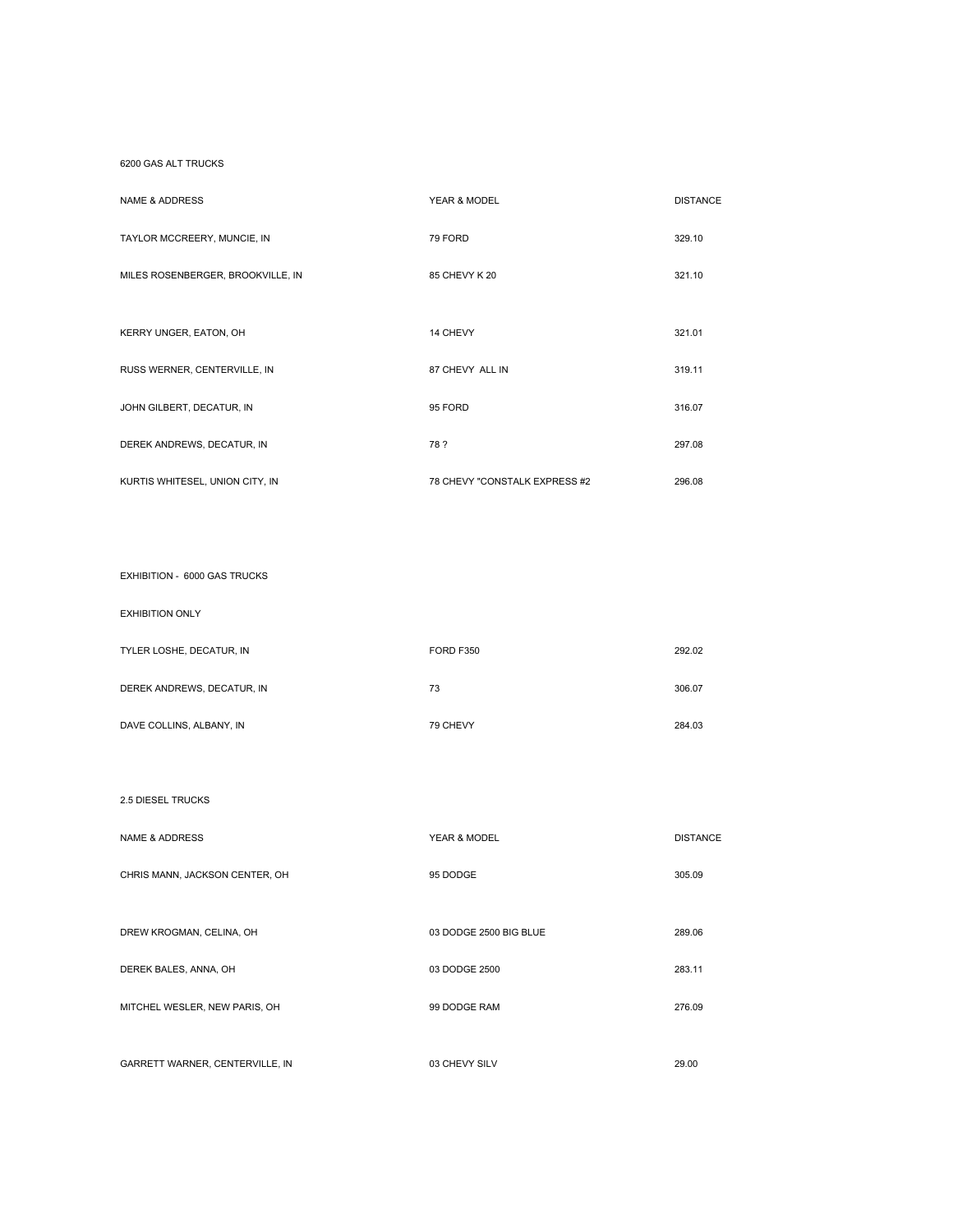6200 GAS ALT TRUCKS

| NAME & ADDRESS | YEAR & MODEL | DISTANCE |
|---|---|---|
| TAYLOR MCCREERY, MUNCIE, IN | 79 FORD | 329.10 |
| MILES ROSENBERGER, BROOKVILLE, IN | 85 CHEVY K 20 | 321.10 |
| KERRY UNGER, EATON, OH | 14 CHEVY | 321.01 |
| RUSS WERNER, CENTERVILLE, IN | 87 CHEVY ALL IN | 319.11 |
| JOHN GILBERT, DECATUR, IN | 95 FORD | 316.07 |
| DEREK ANDREWS, DECATUR, IN | 78 ? | 297.08 |
| KURTIS WHITESEL, UNION CITY, IN | 78 CHEVY "CONSTALK EXPRESS #2 | 296.08 |

EXHIBITION - 6000 GAS TRUCKS

EXHIBITION ONLY

| | | |
|---|---|---|
| TYLER LOSHE, DECATUR, IN | FORD F350 | 292.02 |
| DEREK ANDREWS, DECATUR, IN | 73 | 306.07 |
| DAVE COLLINS, ALBANY, IN | 79 CHEVY | 284.03 |

2.5 DIESEL TRUCKS

| NAME & ADDRESS | YEAR & MODEL | DISTANCE |
|---|---|---|
| CHRIS MANN, JACKSON CENTER, OH | 95 DODGE | 305.09 |
| DREW KROGMAN, CELINA, OH | 03 DODGE 2500 BIG BLUE | 289.06 |
| DEREK BALES, ANNA, OH | 03 DODGE 2500 | 283.11 |
| MITCHEL WESLER, NEW PARIS, OH | 99 DODGE RAM | 276.09 |
| GARRETT WARNER, CENTERVILLE, IN | 03 CHEVY SILV | 29.00 |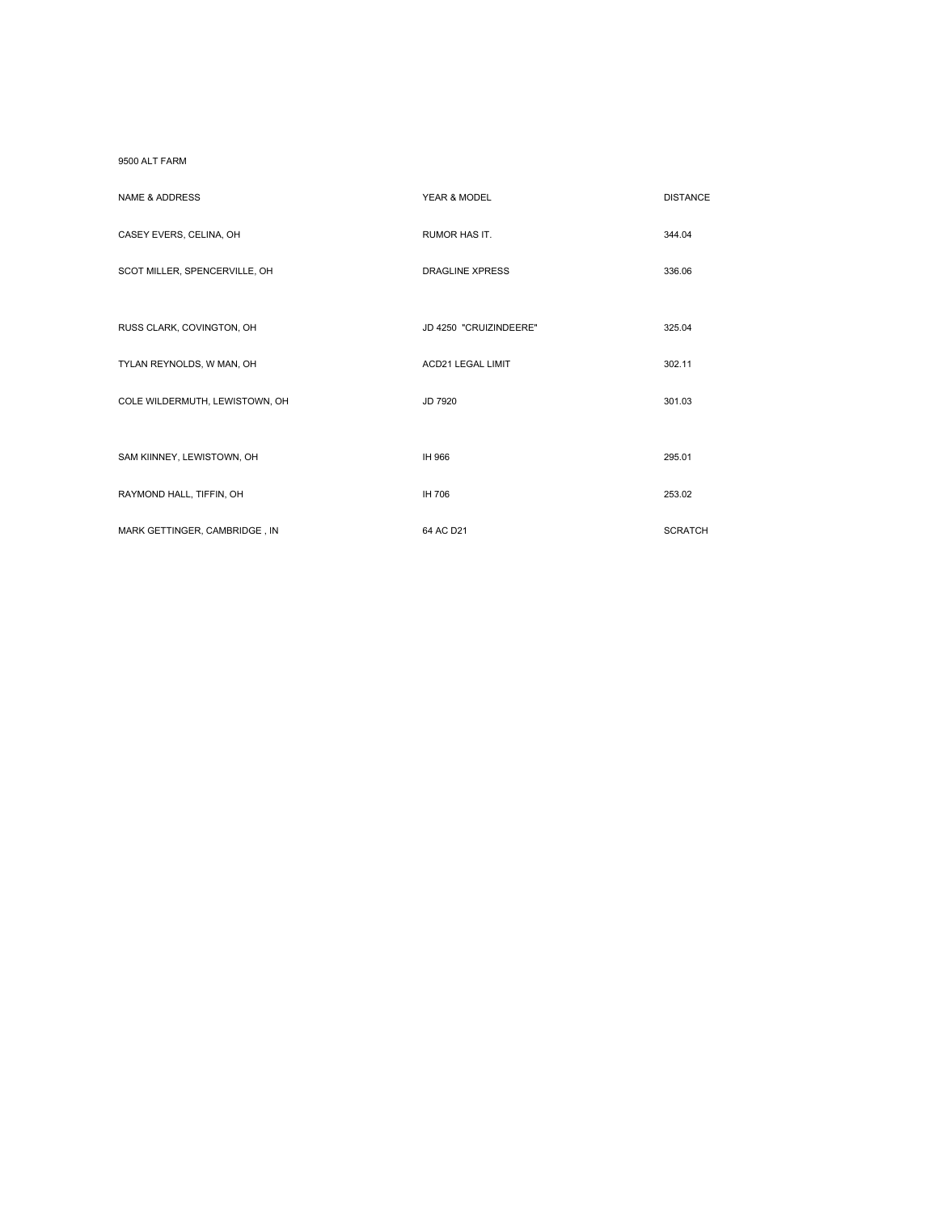9500 ALT FARM

| NAME & ADDRESS | YEAR & MODEL | DISTANCE |
|---|---|---|
| CASEY EVERS, CELINA, OH | RUMOR HAS IT. | 344.04 |
| SCOT MILLER, SPENCERVILLE, OH | DRAGLINE XPRESS | 336.06 |
| RUSS CLARK, COVINGTON, OH | JD 4250 "CRUIZINDEERE" | 325.04 |
| TYLAN REYNOLDS, W MAN, OH | ACD21 LEGAL LIMIT | 302.11 |
| COLE WILDERMUTH, LEWISTOWN, OH | JD 7920 | 301.03 |
| SAM KIINNEY, LEWISTOWN, OH | IH 966 | 295.01 |
| RAYMOND HALL, TIFFIN, OH | IH 706 | 253.02 |
| MARK GETTINGER, CAMBRIDGE , IN | 64 AC D21 | SCRATCH |